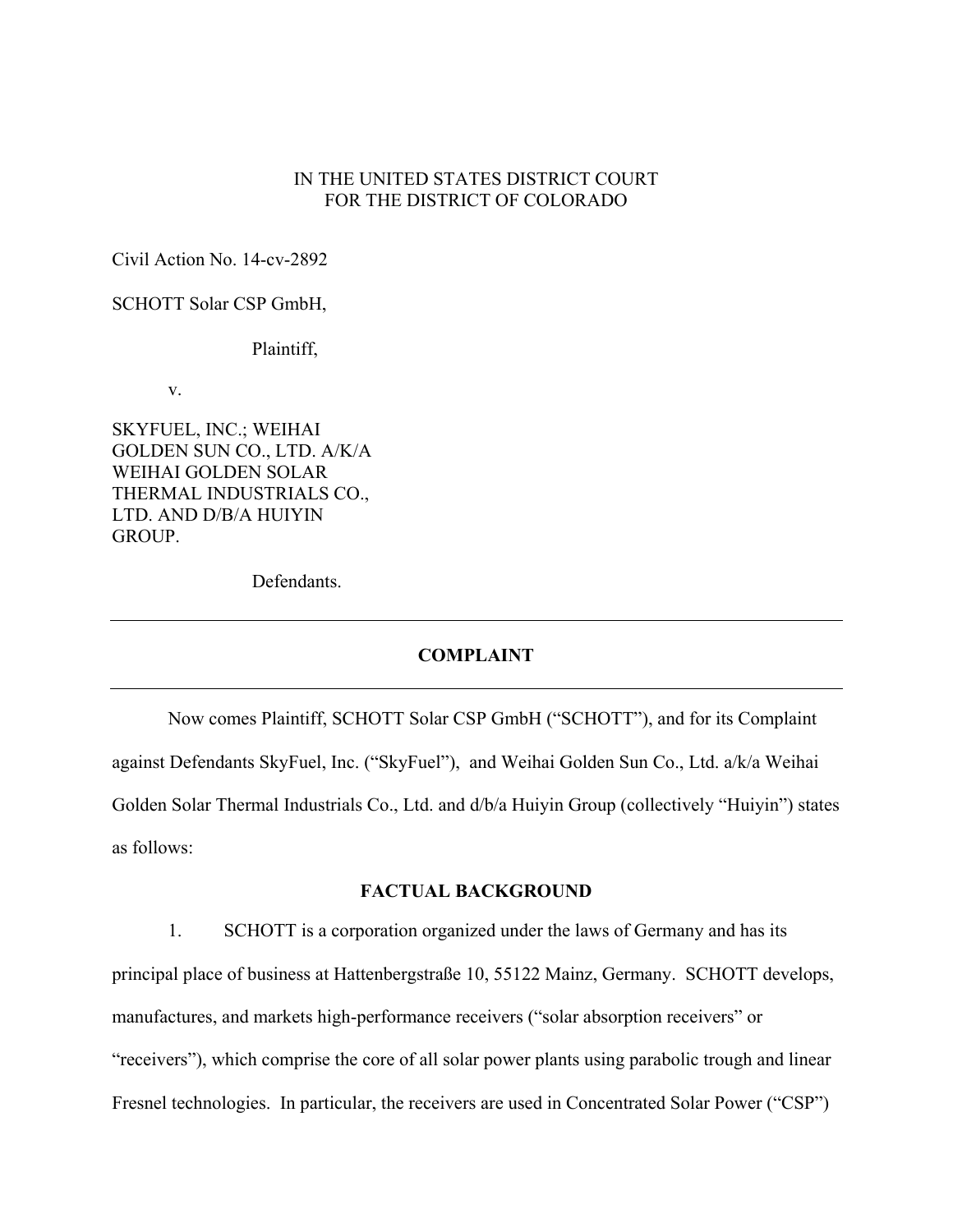IN THE UNITED STATES DISTRICT COURT
FOR THE DISTRICT OF COLORADO

Civil Action No. 14-cv-2892

SCHOTT Solar CSP GmbH,

Plaintiff,

v.

SKYFUEL, INC.; WEIHAI GOLDEN SUN CO., LTD. A/K/A WEIHAI GOLDEN SOLAR THERMAL INDUSTRIALS CO., LTD. AND D/B/A HUIYIN GROUP.

Defendants.

---

## COMPLAINT

---

Now comes Plaintiff, SCHOTT Solar CSP GmbH ("SCHOTT"), and for its Complaint against Defendants SkyFuel, Inc. ("SkyFuel"), and Weihai Golden Sun Co., Ltd. a/k/a Weihai Golden Solar Thermal Industrials Co., Ltd. and d/b/a Huiyin Group (collectively "Huiyin") states as follows:

## FACTUAL BACKGROUND

1. SCHOTT is a corporation organized under the laws of Germany and has its principal place of business at Hattenbergstraße 10, 55122 Mainz, Germany. SCHOTT develops, manufactures, and markets high-performance receivers ("solar absorption receivers" or "receivers"), which comprise the core of all solar power plants using parabolic trough and linear Fresnel technologies. In particular, the receivers are used in Concentrated Solar Power ("CSP")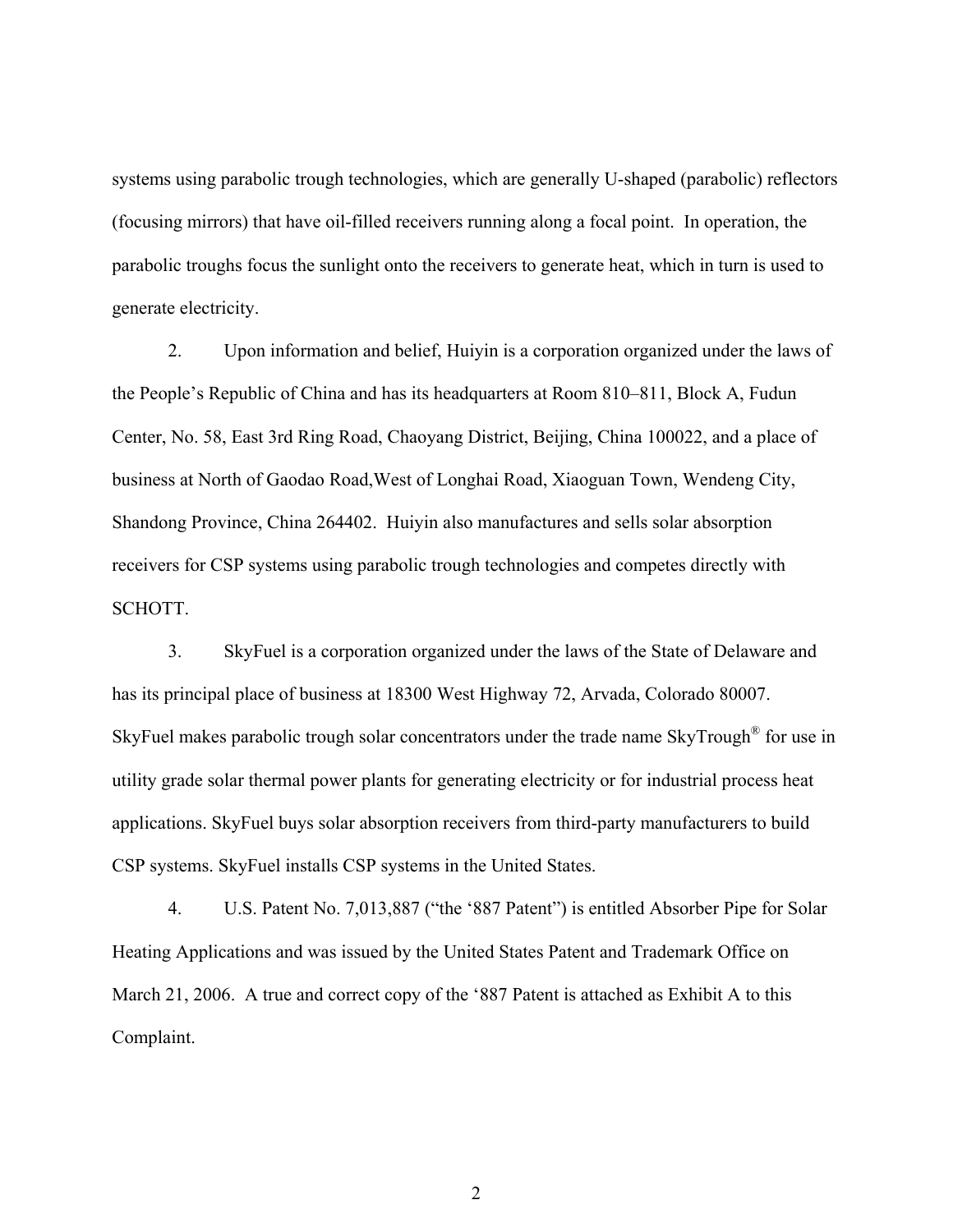systems using parabolic trough technologies, which are generally U-shaped (parabolic) reflectors (focusing mirrors) that have oil-filled receivers running along a focal point. In operation, the parabolic troughs focus the sunlight onto the receivers to generate heat, which in turn is used to generate electricity.

2. Upon information and belief, Huiyin is a corporation organized under the laws of the People's Republic of China and has its headquarters at Room 810–811, Block A, Fudun Center, No. 58, East 3rd Ring Road, Chaoyang District, Beijing, China 100022, and a place of business at North of Gaodao Road,West of Longhai Road, Xiaoguan Town, Wendeng City, Shandong Province, China 264402. Huiyin also manufactures and sells solar absorption receivers for CSP systems using parabolic trough technologies and competes directly with SCHOTT.

3. SkyFuel is a corporation organized under the laws of the State of Delaware and has its principal place of business at 18300 West Highway 72, Arvada, Colorado 80007. SkyFuel makes parabolic trough solar concentrators under the trade name SkyTrough® for use in utility grade solar thermal power plants for generating electricity or for industrial process heat applications. SkyFuel buys solar absorption receivers from third-party manufacturers to build CSP systems. SkyFuel installs CSP systems in the United States.

4. U.S. Patent No. 7,013,887 ("the '887 Patent") is entitled Absorber Pipe for Solar Heating Applications and was issued by the United States Patent and Trademark Office on March 21, 2006. A true and correct copy of the '887 Patent is attached as Exhibit A to this Complaint.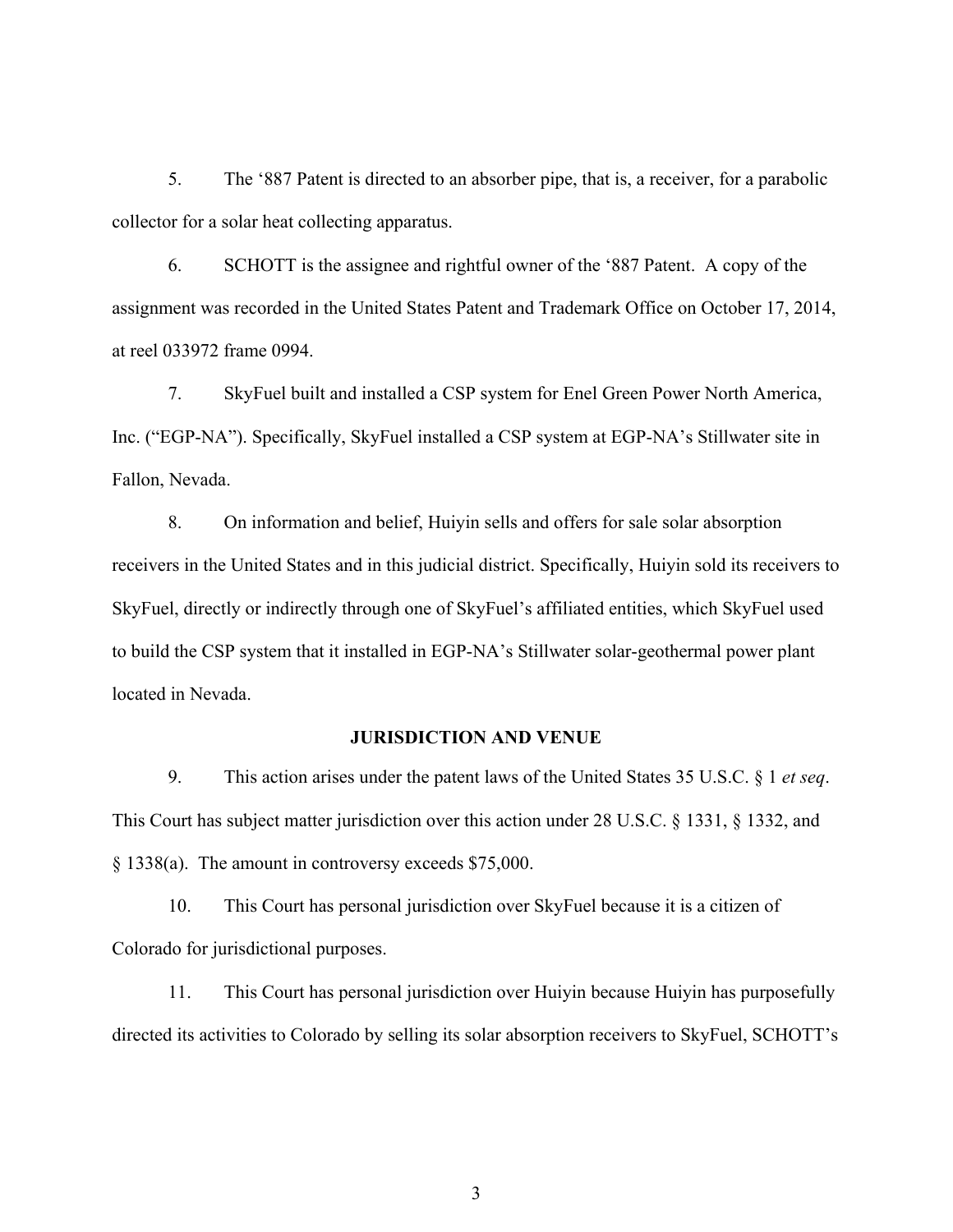5. The ‘887 Patent is directed to an absorber pipe, that is, a receiver, for a parabolic collector for a solar heat collecting apparatus.

6. SCHOTT is the assignee and rightful owner of the ‘887 Patent. A copy of the assignment was recorded in the United States Patent and Trademark Office on October 17, 2014, at reel 033972 frame 0994.

7. SkyFuel built and installed a CSP system for Enel Green Power North America, Inc. (“EGP-NA”). Specifically, SkyFuel installed a CSP system at EGP-NA’s Stillwater site in Fallon, Nevada.

8. On information and belief, Huiyin sells and offers for sale solar absorption receivers in the United States and in this judicial district. Specifically, Huiyin sold its receivers to SkyFuel, directly or indirectly through one of SkyFuel’s affiliated entities, which SkyFuel used to build the CSP system that it installed in EGP-NA’s Stillwater solar-geothermal power plant located in Nevada.

**JURISDICTION AND VENUE**

9. This action arises under the patent laws of the United States 35 U.S.C. § 1 *et seq*. This Court has subject matter jurisdiction over this action under 28 U.S.C. § 1331, § 1332, and § 1338(a). The amount in controversy exceeds $75,000.

10. This Court has personal jurisdiction over SkyFuel because it is a citizen of Colorado for jurisdictional purposes.

11. This Court has personal jurisdiction over Huiyin because Huiyin has purposefully directed its activities to Colorado by selling its solar absorption receivers to SkyFuel, SCHOTT’s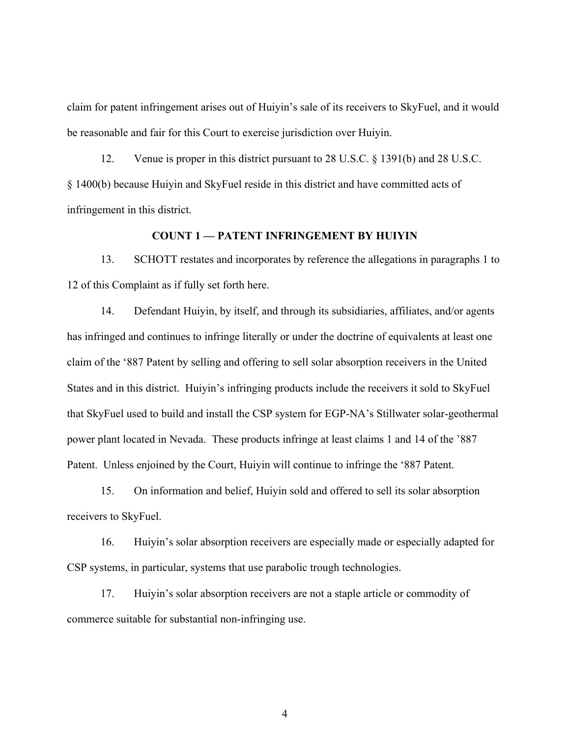claim for patent infringement arises out of Huiyin's sale of its receivers to SkyFuel, and it would be reasonable and fair for this Court to exercise jurisdiction over Huiyin.

12. Venue is proper in this district pursuant to 28 U.S.C. § 1391(b) and 28 U.S.C. § 1400(b) because Huiyin and SkyFuel reside in this district and have committed acts of infringement in this district.

**COUNT 1 — PATENT INFRINGEMENT BY HUIYIN**

13. SCHOTT restates and incorporates by reference the allegations in paragraphs 1 to 12 of this Complaint as if fully set forth here.

14. Defendant Huiyin, by itself, and through its subsidiaries, affiliates, and/or agents has infringed and continues to infringe literally or under the doctrine of equivalents at least one claim of the '887 Patent by selling and offering to sell solar absorption receivers in the United States and in this district. Huiyin's infringing products include the receivers it sold to SkyFuel that SkyFuel used to build and install the CSP system for EGP-NA's Stillwater solar-geothermal power plant located in Nevada. These products infringe at least claims 1 and 14 of the '887 Patent. Unless enjoined by the Court, Huiyin will continue to infringe the '887 Patent.

15. On information and belief, Huiyin sold and offered to sell its solar absorption receivers to SkyFuel.

16. Huiyin's solar absorption receivers are especially made or especially adapted for CSP systems, in particular, systems that use parabolic trough technologies.

17. Huiyin's solar absorption receivers are not a staple article or commodity of commerce suitable for substantial non-infringing use.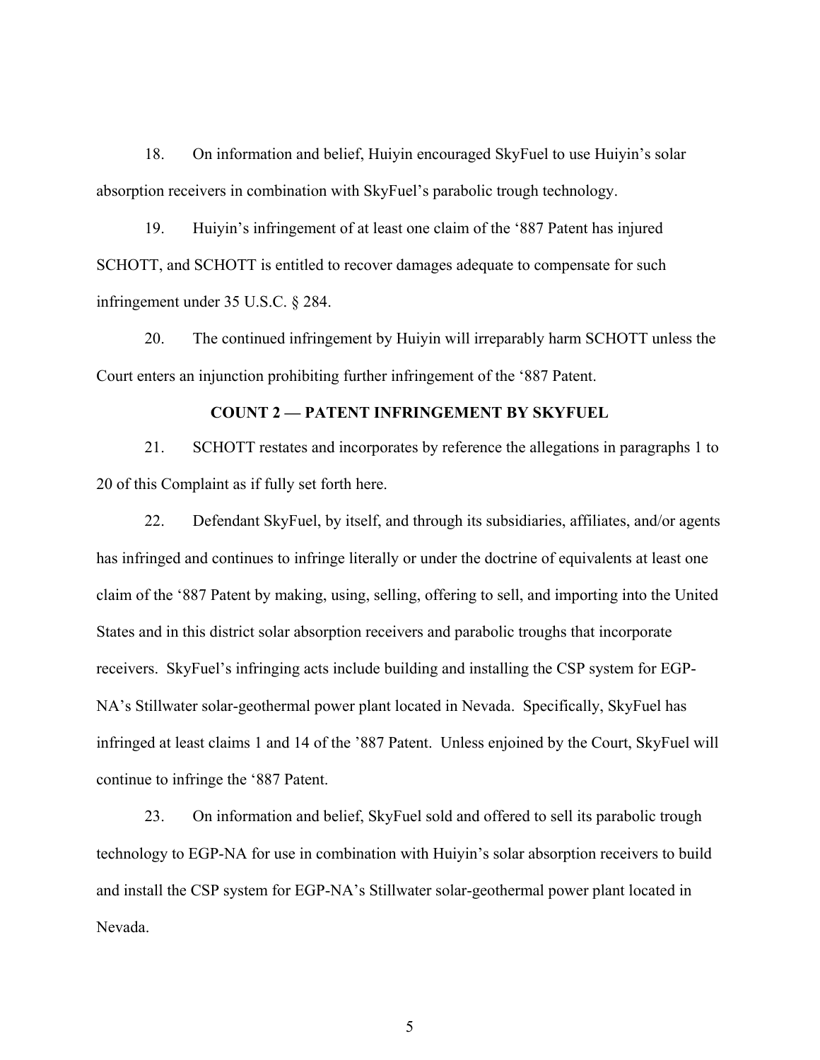18. On information and belief, Huiyin encouraged SkyFuel to use Huiyin's solar absorption receivers in combination with SkyFuel's parabolic trough technology.

19. Huiyin's infringement of at least one claim of the '887 Patent has injured SCHOTT, and SCHOTT is entitled to recover damages adequate to compensate for such infringement under 35 U.S.C. § 284.

20. The continued infringement by Huiyin will irreparably harm SCHOTT unless the Court enters an injunction prohibiting further infringement of the '887 Patent.

**COUNT 2 — PATENT INFRINGEMENT BY SKYFUEL**

21. SCHOTT restates and incorporates by reference the allegations in paragraphs 1 to 20 of this Complaint as if fully set forth here.

22. Defendant SkyFuel, by itself, and through its subsidiaries, affiliates, and/or agents has infringed and continues to infringe literally or under the doctrine of equivalents at least one claim of the '887 Patent by making, using, selling, offering to sell, and importing into the United States and in this district solar absorption receivers and parabolic troughs that incorporate receivers. SkyFuel's infringing acts include building and installing the CSP system for EGP-NA's Stillwater solar-geothermal power plant located in Nevada. Specifically, SkyFuel has infringed at least claims 1 and 14 of the '887 Patent. Unless enjoined by the Court, SkyFuel will continue to infringe the '887 Patent.

23. On information and belief, SkyFuel sold and offered to sell its parabolic trough technology to EGP-NA for use in combination with Huiyin's solar absorption receivers to build and install the CSP system for EGP-NA's Stillwater solar-geothermal power plant located in Nevada.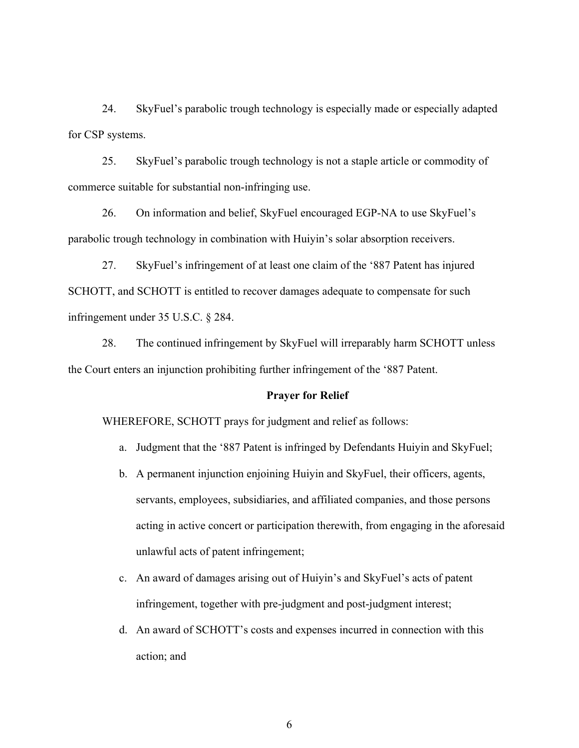24. SkyFuel's parabolic trough technology is especially made or especially adapted for CSP systems.

25. SkyFuel's parabolic trough technology is not a staple article or commodity of commerce suitable for substantial non-infringing use.

26. On information and belief, SkyFuel encouraged EGP-NA to use SkyFuel's parabolic trough technology in combination with Huiyin's solar absorption receivers.

27. SkyFuel's infringement of at least one claim of the '887 Patent has injured SCHOTT, and SCHOTT is entitled to recover damages adequate to compensate for such infringement under 35 U.S.C. § 284.

28. The continued infringement by SkyFuel will irreparably harm SCHOTT unless the Court enters an injunction prohibiting further infringement of the '887 Patent.

**Prayer for Relief**

WHEREFORE, SCHOTT prays for judgment and relief as follows:

a. Judgment that the '887 Patent is infringed by Defendants Huiyin and SkyFuel;

b. A permanent injunction enjoining Huiyin and SkyFuel, their officers, agents, servants, employees, subsidiaries, and affiliated companies, and those persons acting in active concert or participation therewith, from engaging in the aforesaid unlawful acts of patent infringement;

c. An award of damages arising out of Huiyin's and SkyFuel's acts of patent infringement, together with pre-judgment and post-judgment interest;

d. An award of SCHOTT's costs and expenses incurred in connection with this action; and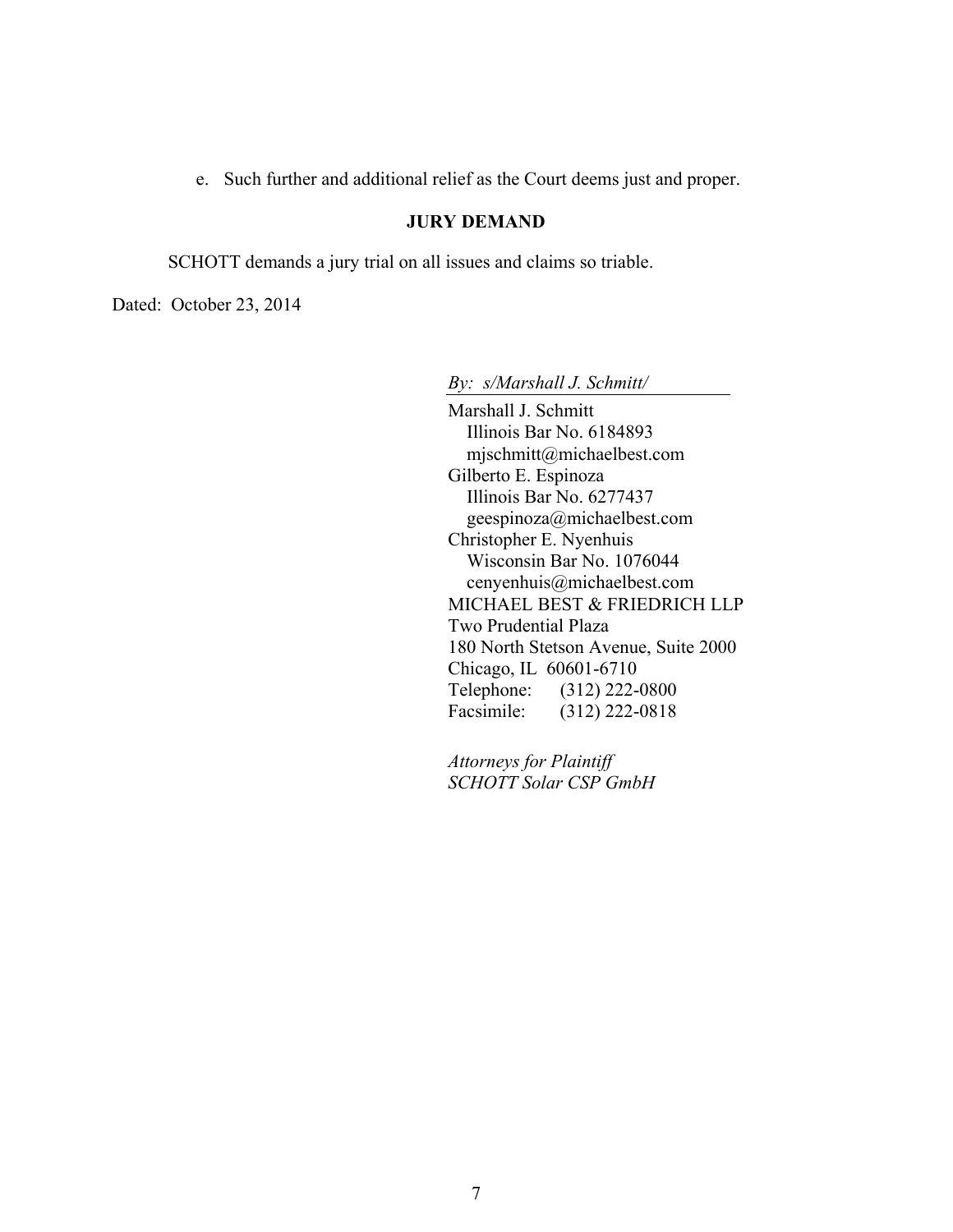e. Such further and additional relief as the Court deems just and proper.

**JURY DEMAND**

SCHOTT demands a jury trial on all issues and claims so triable.

Dated: October 23, 2014

*By: s/Marshall J. Schmitt/*

Marshall J. Schmitt
Illinois Bar No. 6184893
mjschmitt@michaelbest.com
Gilberto E. Espinoza
Illinois Bar No. 6277437
geespinoza@michaelbest.com
Christopher E. Nyenhuis
Wisconsin Bar No. 1076044
cenyenhuis@michaelbest.com
MICHAEL BEST & FRIEDRICH LLP
Two Prudential Plaza
180 North Stetson Avenue, Suite 2000
Chicago, IL 60601-6710
Telephone: (312) 222-0800
Facsimile: (312) 222-0818

*Attorneys for Plaintiff*
*SCHOTT Solar CSP GmbH*